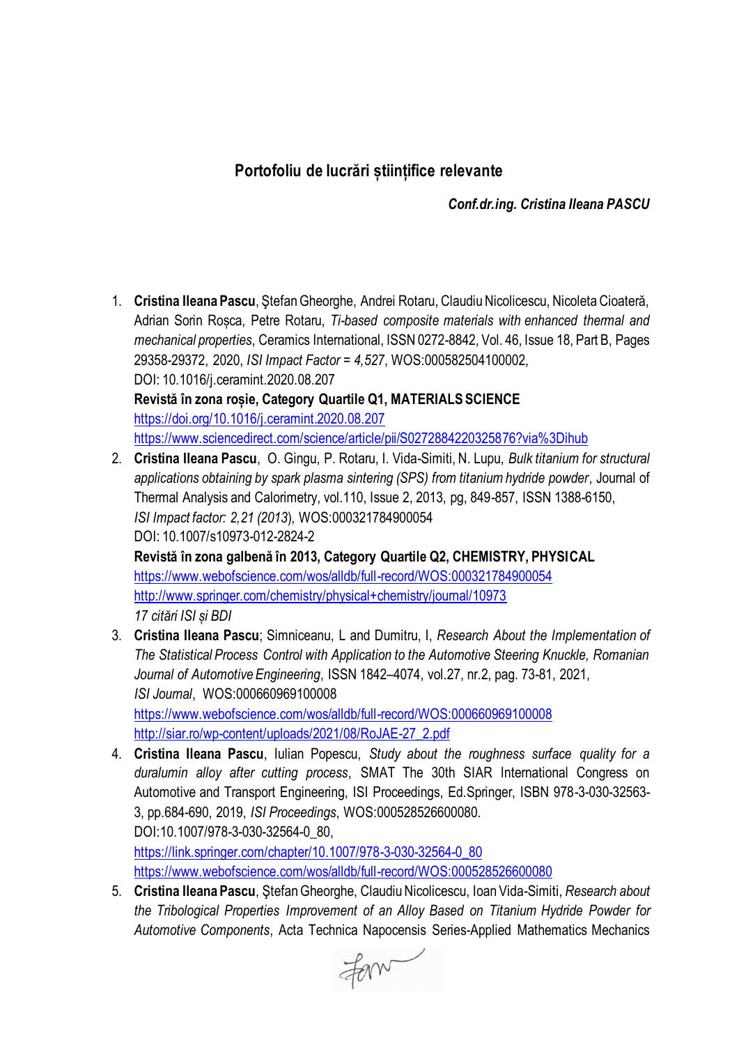## Portofoliu de lucrări științifice relevante

***Conf.dr.ing. Cristina Ileana PASCU***

1. **Cristina Ileana Pascu**, Ştefan Gheorghe, Andrei Rotaru, Claudiu Nicolicescu, Nicoleta Cioateră, Adrian Sorin Roșca, Petre Rotaru, *Ti-based composite materials with enhanced thermal and mechanical properties*, Ceramics International, ISSN 0272-8842, Vol. 46, Issue 18, Part B, Pages 29358-29372, 2020, *ISI Impact Factor = 4,527*, WOS:000582504100002, DOI: 10.1016/j.ceramint.2020.08.207
   **Revistă în zona roșie, Category Quartile Q1, MATERIALS SCIENCE**
   https://doi.org/10.1016/j.ceramint.2020.08.207
   https://www.sciencedirect.com/science/article/pii/S0272884220325876?via%3Dihub
2. **Cristina Ileana Pascu**, O. Gingu, P. Rotaru, I. Vida-Simiti, N. Lupu, *Bulk titanium for structural applications obtaining by spark plasma sintering (SPS) from titanium hydride powder*, Journal of Thermal Analysis and Calorimetry, vol.110, Issue 2, 2013, pg, 849-857, ISSN 1388-6150, *ISI Impact factor: 2,21 (2013*), WOS:000321784900054
   DOI: 10.1007/s10973-012-2824-2
   **Revistă în zona galbenă în 2013, Category Quartile Q2, CHEMISTRY, PHYSICAL**
   https://www.webofscience.com/wos/alldb/full-record/WOS:000321784900054
   http://www.springer.com/chemistry/physical+chemistry/journal/10973
   *17 citări ISI și BDI*
3. **Cristina Ileana Pascu**; Simniceanu, L and Dumitru, I, *Research About the Implementation of The Statistical Process Control with Application to the Automotive Steering Knuckle, Romanian Journal of Automotive Engineering*, ISSN 1842–4074, vol.27, nr.2, pag. 73-81, 2021, *ISI Journal*, WOS:000660969100008
   https://www.webofscience.com/wos/alldb/full-record/WOS:000660969100008
   http://siar.ro/wp-content/uploads/2021/08/RoJAE-27_2.pdf
4. **Cristina Ileana Pascu**, Iulian Popescu, *Study about the roughness surface quality for a duralumin alloy after cutting process*, SMAT The 30th SIAR International Congress on Automotive and Transport Engineering, ISI Proceedings, Ed.Springer, ISBN 978-3-030-32563-3, pp.684-690, 2019, *ISI Proceedings*, WOS:000528526600080.
   DOI:10.1007/978-3-030-32564-0_80,
   https://link.springer.com/chapter/10.1007/978-3-030-32564-0_80
   https://www.webofscience.com/wos/alldb/full-record/WOS:000528526600080
5. **Cristina Ileana Pascu**, Ştefan Gheorghe, Claudiu Nicolicescu, Ioan Vida-Simiti, *Research about the Tribological Properties Improvement of an Alloy Based on Titanium Hydride Powder for Automotive Components*, Acta Technica Napocensis Series-Applied Mathematics Mechanics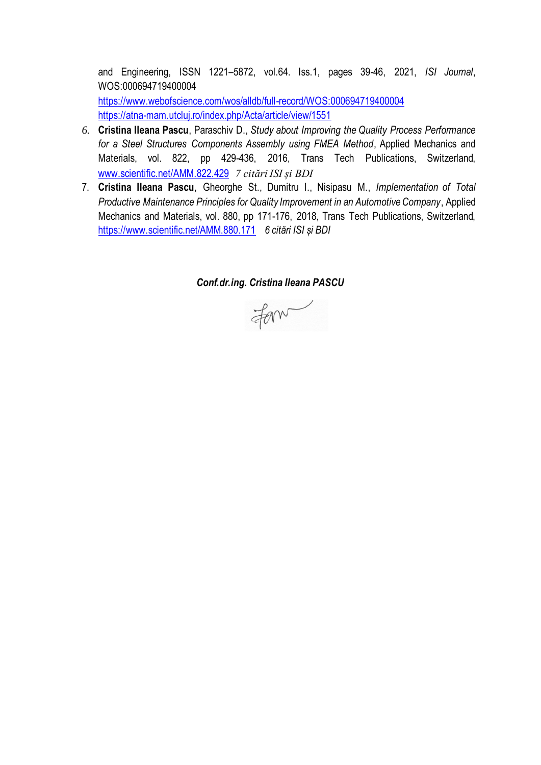and Engineering, ISSN 1221–5872, vol.64. Iss.1, pages 39-46, 2021, *ISI Journal*, WOS:000694719400004
https://www.webofscience.com/wos/alldb/full-record/WOS:000694719400004
https://atna-mam.utcluj.ro/index.php/Acta/article/view/1551

6. **Cristina Ileana Pascu**, Paraschiv D., *Study about Improving the Quality Process Performance for a Steel Structures Components Assembly using FMEA Method*, Applied Mechanics and Materials, vol. 822, pp 429-436, 2016, Trans Tech Publications, Switzerland, www.scientific.net/AMM.822.429 *7 citări ISI și BDI*
7. **Cristina Ileana Pascu**, Gheorghe St., Dumitru I., Nisipasu M., *Implementation of Total Productive Maintenance Principles for Quality Improvement in an Automotive Company*, Applied Mechanics and Materials, vol. 880, pp 171-176, 2018, Trans Tech Publications, Switzerland, https://www.scientific.net/AMM.880.171 *6 citări ISI și BDI*

***Conf.dr.ing. Cristina Ileana PASCU***